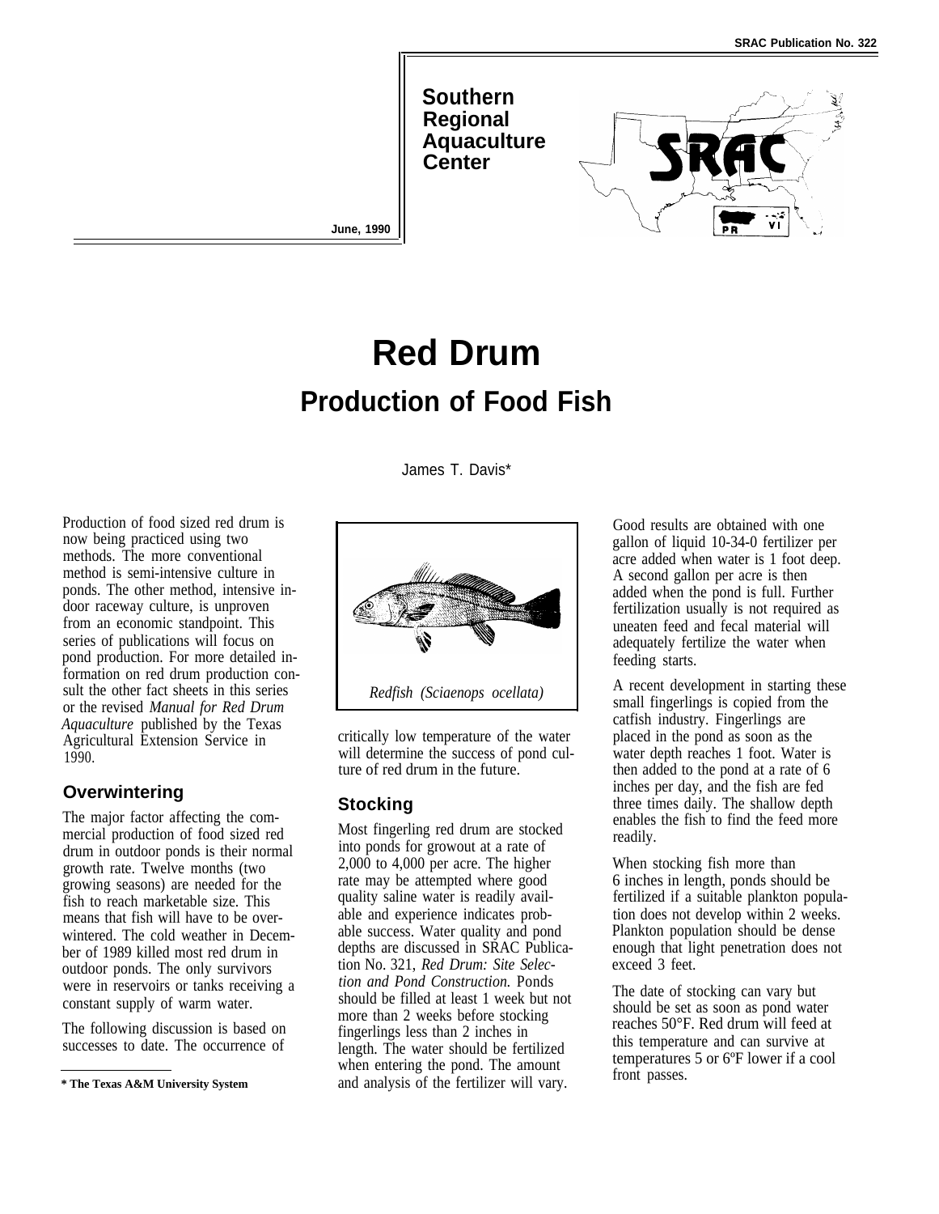SRAC Publication No. 322

Southern Regional Aquaculture Center

June, 1990

# Red Drum

## Production of Food Fish

James T. Davis*

Production of food sized red drum is now being practiced using two methods. The more conventional method is semi-intensive culture in ponds. The other method, intensive indoor raceway culture, is unproven from an economic standpoint. This series of publications will focus on pond production. For more detailed information on red drum production consult the other fact sheets in this series or the revised *Manual for Red Drum Aquaculture* published by the Texas Agricultural Extension Service in 1990.

### Overwintering

The major factor affecting the commercial production of food sized red drum in outdoor ponds is their normal growth rate. Twelve months (two growing seasons) are needed for the fish to reach marketable size. This means that fish will have to be overwintered. The cold weather in December of 1989 killed most red drum in outdoor ponds. The only survivors were in reservoirs or tanks receiving a constant supply of warm water.

The following discussion is based on successes to date. The occurrence of critically low temperature of the water will determine the success of pond culture of red drum in the future.

*Redfish (Sciaenops ocellata)*

### Stocking

Most fingerling red drum are stocked into ponds for growout at a rate of 2,000 to 4,000 per acre. The higher rate may be attempted where good quality saline water is readily available and experience indicates probable success. Water quality and pond depths are discussed in SRAC Publication No. 321, *Red Drum: Site Selection and Pond Construction.* Ponds should be filled at least 1 week but not more than 2 weeks before stocking fingerlings less than 2 inches in length. The water should be fertilized when entering the pond. The amount and analysis of the fertilizer will vary.

Good results are obtained with one gallon of liquid 10-34-0 fertilizer per acre added when water is 1 foot deep. A second gallon per acre is then added when the pond is full. Further fertilization usually is not required as uneaten feed and fecal material will adequately fertilize the water when feeding starts.

A recent development in starting these small fingerlings is copied from the catfish industry. Fingerlings are placed in the pond as soon as the water depth reaches 1 foot. Water is then added to the pond at a rate of 6 inches per day, and the fish are fed three times daily. The shallow depth enables the fish to find the feed more readily.

When stocking fish more than 6 inches in length, ponds should be fertilized if a suitable plankton population does not develop within 2 weeks. Plankton population should be dense enough that light penetration does not exceed 3 feet.

The date of stocking can vary but should be set as soon as pond water reaches 50°F. Red drum will feed at this temperature and can survive at temperatures 5 or 6ºF lower if a cool front passes.

\* The Texas A&M University System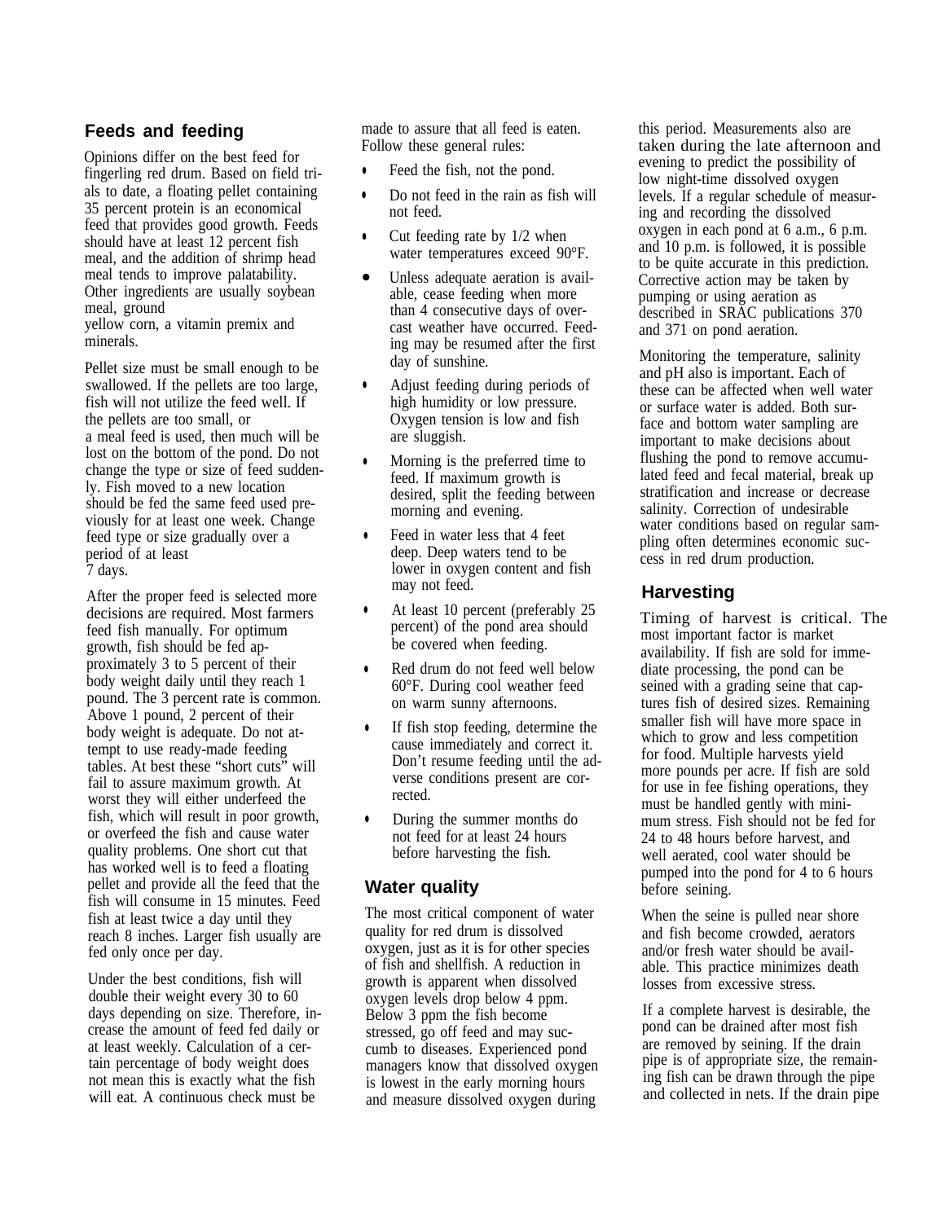## Feeds and feeding

Opinions differ on the best feed for fingerling red drum. Based on field trials to date, a floating pellet containing 35 percent protein is an economical feed that provides good growth. Feeds should have at least 12 percent fish meal, and the addition of shrimp head meal tends to improve palatability. Other ingredients are usually soybean meal, ground yellow corn, a vitamin premix and minerals.

Pellet size must be small enough to be swallowed. If the pellets are too large, fish will not utilize the feed well. If the pellets are too small, or a meal feed is used, then much will be lost on the bottom of the pond. Do not change the type or size of feed suddenly. Fish moved to a new location should be fed the same feed used previously for at least one week. Change feed type or size gradually over a period of at least 7 days.

After the proper feed is selected more decisions are required. Most farmers feed fish manually. For optimum growth, fish should be fed approximately 3 to 5 percent of their body weight daily until they reach 1 pound. The 3 percent rate is common. Above 1 pound, 2 percent of their body weight is adequate. Do not attempt to use ready-made feeding tables. At best these "short cuts" will fail to assure maximum growth. At worst they will either underfeed the fish, which will result in poor growth, or overfeed the fish and cause water quality problems. One short cut that has worked well is to feed a floating pellet and provide all the feed that the fish will consume in 15 minutes. Feed fish at least twice a day until they reach 8 inches. Larger fish usually are fed only once per day.

Under the best conditions, fish will double their weight every 30 to 60 days depending on size. Therefore, increase the amount of feed fed daily or at least weekly. Calculation of a certain percentage of body weight does not mean this is exactly what the fish will eat. A continuous check must be made to assure that all feed is eaten. Follow these general rules:

- Feed the fish, not the pond.
- Do not feed in the rain as fish will not feed.
- Cut feeding rate by 1/2 when water temperatures exceed 90°F.
- Unless adequate aeration is available, cease feeding when more than 4 consecutive days of overcast weather have occurred. Feeding may be resumed after the first day of sunshine.
- Adjust feeding during periods of high humidity or low pressure. Oxygen tension is low and fish are sluggish.
- Morning is the preferred time to feed. If maximum growth is desired, split the feeding between morning and evening.
- Feed in water less that 4 feet deep. Deep waters tend to be lower in oxygen content and fish may not feed.
- At least 10 percent (preferably 25 percent) of the pond area should be covered when feeding.
- Red drum do not feed well below 60°F. During cool weather feed on warm sunny afternoons.
- If fish stop feeding, determine the cause immediately and correct it. Don't resume feeding until the adverse conditions present are corrected.
- During the summer months do not feed for at least 24 hours before harvesting the fish.

## Water quality

The most critical component of water quality for red drum is dissolved oxygen, just as it is for other species of fish and shellfish. A reduction in growth is apparent when dissolved oxygen levels drop below 4 ppm. Below 3 ppm the fish become stressed, go off feed and may succumb to diseases. Experienced pond managers know that dissolved oxygen is lowest in the early morning hours and measure dissolved oxygen during this period. Measurements also are taken during the late afternoon and evening to predict the possibility of low night-time dissolved oxygen levels. If a regular schedule of measuring and recording the dissolved oxygen in each pond at 6 a.m., 6 p.m. and 10 p.m. is followed, it is possible to be quite accurate in this prediction. Corrective action may be taken by pumping or using aeration as described in SRAC publications 370 and 371 on pond aeration.

Monitoring the temperature, salinity and pH also is important. Each of these can be affected when well water or surface water is added. Both surface and bottom water sampling are important to make decisions about flushing the pond to remove accumulated feed and fecal material, break up stratification and increase or decrease salinity. Correction of undesirable water conditions based on regular sampling often determines economic success in red drum production.

## Harvesting

Timing of harvest is critical. The most important factor is market availability. If fish are sold for immediate processing, the pond can be seined with a grading seine that captures fish of desired sizes. Remaining smaller fish will have more space in which to grow and less competition for food. Multiple harvests yield more pounds per acre. If fish are sold for use in fee fishing operations, they must be handled gently with minimum stress. Fish should not be fed for 24 to 48 hours before harvest, and well aerated, cool water should be pumped into the pond for 4 to 6 hours before seining.

When the seine is pulled near shore and fish become crowded, aerators and/or fresh water should be available. This practice minimizes death losses from excessive stress.

If a complete harvest is desirable, the pond can be drained after most fish are removed by seining. If the drain pipe is of appropriate size, the remaining fish can be drawn through the pipe and collected in nets. If the drain pipe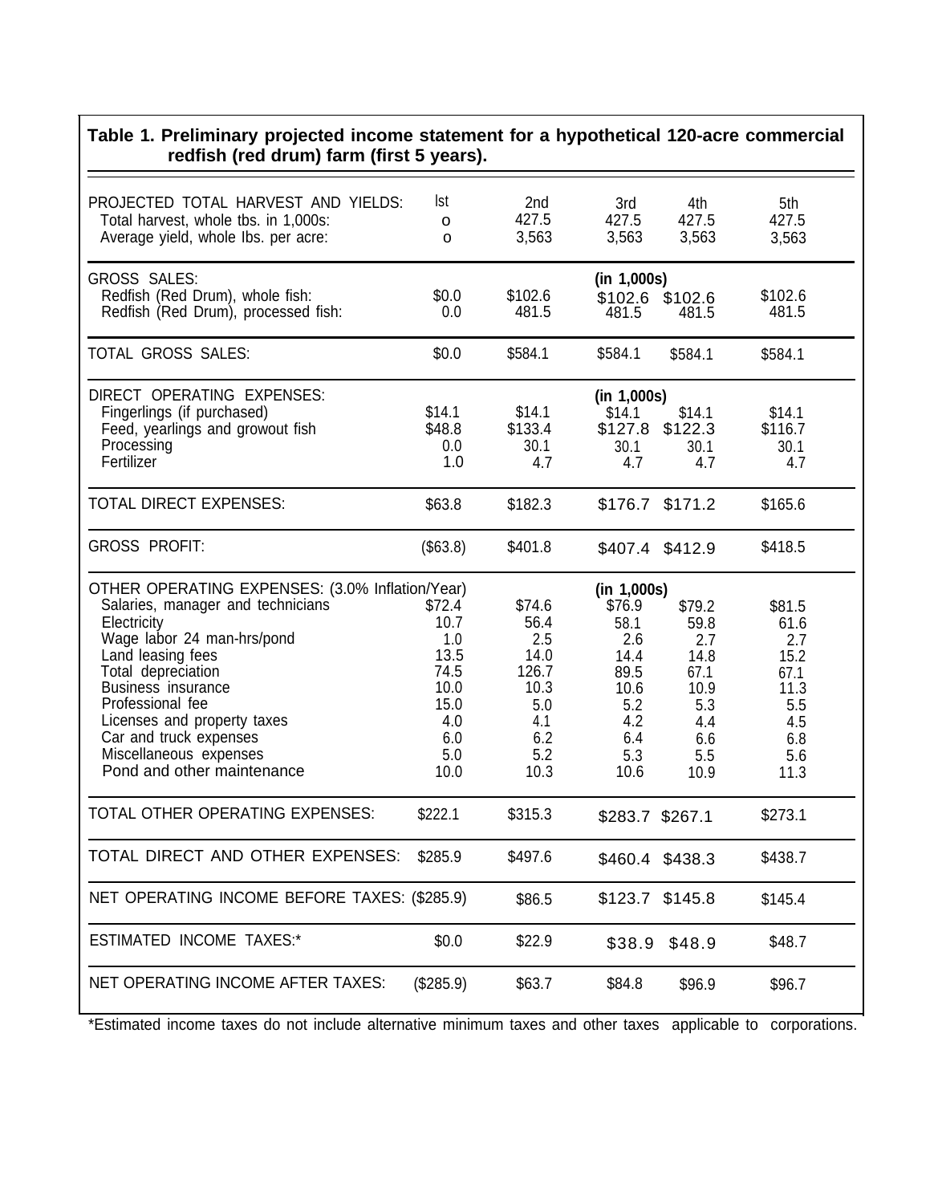**Table 1. Preliminary projected income statement for a hypothetical 120-acre commercial redfish (red drum) farm (first 5 years).**

| | | | | | |
|---|---|---|---|---|---|
| PROJECTED TOTAL HARVEST AND YIELDS: | lst | 2nd | 3rd | 4th | 5th |
| Total harvest, whole tbs. in 1,000s: | o | 427.5 | 427.5 | 427.5 | 427.5 |
| Average yield, whole lbs. per acre: | o | 3,563 | 3,563 | 3,563 | 3,563 |
| GROSS SALES: | | | (in 1,000s) | | |
| Redfish (Red Drum), whole fish: | $0.0 | $102.6 | $102.6 | $102.6 | $102.6 |
| Redfish (Red Drum), processed fish: | 0.0 | 481.5 | 481.5 | 481.5 | 481.5 |
| TOTAL GROSS SALES: | $0.0 | $584.1 | $584.1 | $584.1 | $584.1 |
| DIRECT OPERATING EXPENSES: | | | (in 1,000s) | | |
| Fingerlings (if purchased) | $14.1 | $14.1 | $14.1 | $14.1 | $14.1 |
| Feed, yearlings and growout fish | $48.8 | $133.4 | $127.8 | $122.3 | $116.7 |
| Processing | 0.0 | 30.1 | 30.1 | 30.1 | 30.1 |
| Fertilizer | 1.0 | 4.7 | 4.7 | 4.7 | 4.7 |
| TOTAL DIRECT EXPENSES: | $63.8 | $182.3 | $176.7 | $171.2 | $165.6 |
| GROSS PROFIT: | ($63.8) | $401.8 | $407.4 | $412.9 | $418.5 |
| OTHER OPERATING EXPENSES: (3.0% Inflation/Year) | | | (in 1,000s) | | |
| Salaries, manager and technicians | $72.4 | $74.6 | $76.9 | $79.2 | $81.5 |
| Electricity | 10.7 | 56.4 | 58.1 | 59.8 | 61.6 |
| Wage labor 24 man-hrs/pond | 1.0 | 2.5 | 2.6 | 2.7 | 2.7 |
| Land leasing fees | 13.5 | 14.0 | 14.4 | 14.8 | 15.2 |
| Total depreciation | 74.5 | 126.7 | 89.5 | 67.1 | 67.1 |
| Business insurance | 10.0 | 10.3 | 10.6 | 10.9 | 11.3 |
| Professional fee | 15.0 | 5.0 | 5.2 | 5.3 | 5.5 |
| Licenses and property taxes | 4.0 | 4.1 | 4.2 | 4.4 | 4.5 |
| Car and truck expenses | 6.0 | 6.2 | 6.4 | 6.6 | 6.8 |
| Miscellaneous expenses | 5.0 | 5.2 | 5.3 | 5.5 | 5.6 |
| Pond and other maintenance | 10.0 | 10.3 | 10.6 | 10.9 | 11.3 |
| TOTAL OTHER OPERATING EXPENSES: | $222.1 | $315.3 | $283.7 | $267.1 | $273.1 |
| TOTAL DIRECT AND OTHER EXPENSES: | $285.9 | $497.6 | $460.4 | $438.3 | $438.7 |
| NET OPERATING INCOME BEFORE TAXES: | ($285.9) | $86.5 | $123.7 | $145.8 | $145.4 |
| ESTIMATED INCOME TAXES:* | $0.0 | $22.9 | $38.9 | $48.9 | $48.7 |
| NET OPERATING INCOME AFTER TAXES: | ($285.9) | $63.7 | $84.8 | $96.9 | $96.7 |

*Estimated income taxes do not include alternative minimum taxes and other taxes applicable to corporations.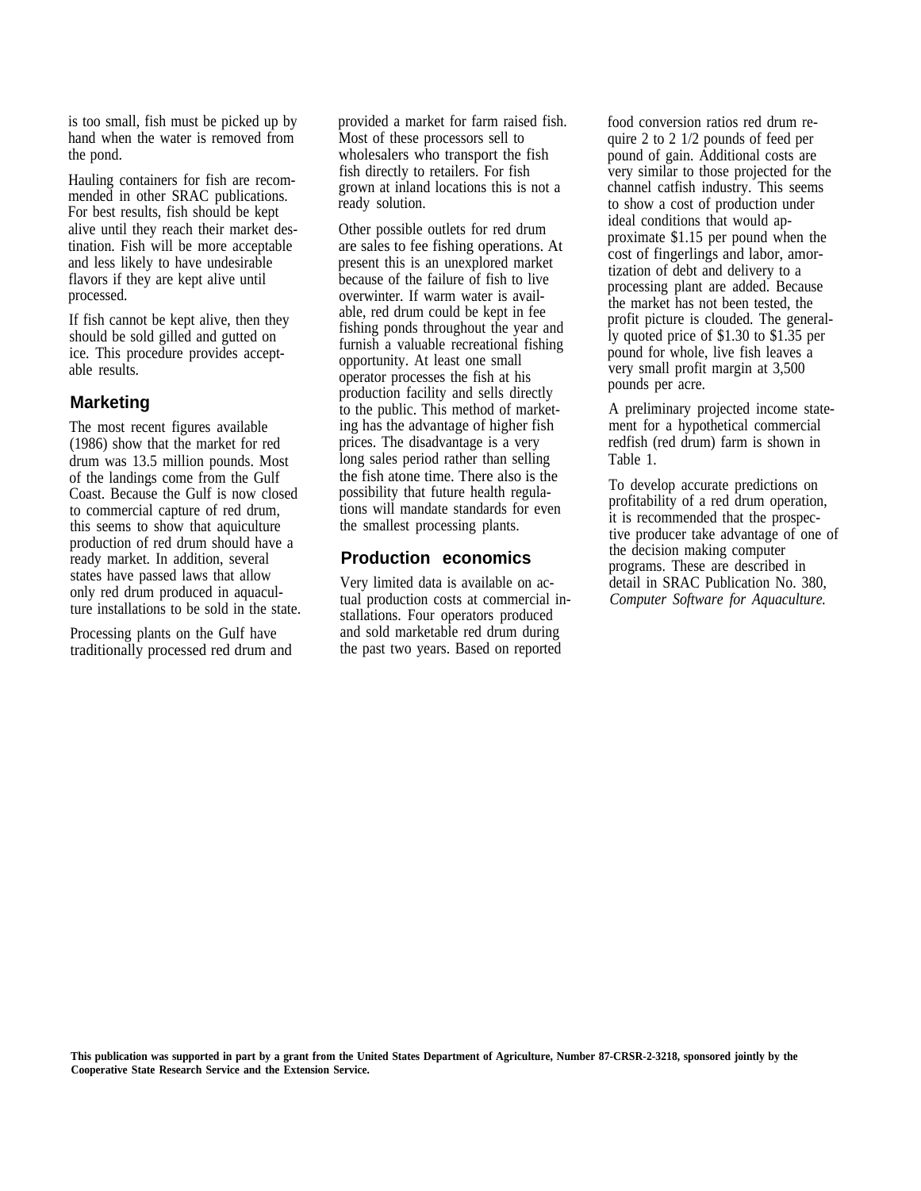is too small, fish must be picked up by hand when the water is removed from the pond.

Hauling containers for fish are recommended in other SRAC publications. For best results, fish should be kept alive until they reach their market destination. Fish will be more acceptable and less likely to have undesirable flavors if they are kept alive until processed.

If fish cannot be kept alive, then they should be sold gilled and gutted on ice. This procedure provides acceptable results.

## Marketing

The most recent figures available (1986) show that the market for red drum was 13.5 million pounds. Most of the landings come from the Gulf Coast. Because the Gulf is now closed to commercial capture of red drum, this seems to show that aquiculture production of red drum should have a ready market. In addition, several states have passed laws that allow only red drum produced in aquaculture installations to be sold in the state.

Processing plants on the Gulf have traditionally processed red drum and provided a market for farm raised fish. Most of these processors sell to wholesalers who transport the fish fish directly to retailers. For fish grown at inland locations this is not a ready solution.

Other possible outlets for red drum are sales to fee fishing operations. At present this is an unexplored market because of the failure of fish to live overwinter. If warm water is available, red drum could be kept in fee fishing ponds throughout the year and furnish a valuable recreational fishing opportunity. At least one small operator processes the fish at his production facility and sells directly to the public. This method of marketing has the advantage of higher fish prices. The disadvantage is a very long sales period rather than selling the fish atone time. There also is the possibility that future health regulations will mandate standards for even the smallest processing plants.

## Production economics

Very limited data is available on actual production costs at commercial installations. Four operators produced and sold marketable red drum during the past two years. Based on reported food conversion ratios red drum require 2 to 2 1/2 pounds of feed per pound of gain. Additional costs are very similar to those projected for the channel catfish industry. This seems to show a cost of production under ideal conditions that would approximate $1.15 per pound when the cost of fingerlings and labor, amortization of debt and delivery to a processing plant are added. Because the market has not been tested, the profit picture is clouded. The generally quoted price of $1.30 to $1.35 per pound for whole, live fish leaves a very small profit margin at 3,500 pounds per acre.

A preliminary projected income statement for a hypothetical commercial redfish (red drum) farm is shown in Table 1.

To develop accurate predictions on profitability of a red drum operation, it is recommended that the prospective producer take advantage of one of the decision making computer programs. These are described in detail in SRAC Publication No. 380, *Computer Software for Aquaculture.*

**This publication was supported in part by a grant from the United States Department of Agriculture, Number 87-CRSR-2-3218, sponsored jointly by the Cooperative State Research Service and the Extension Service.**